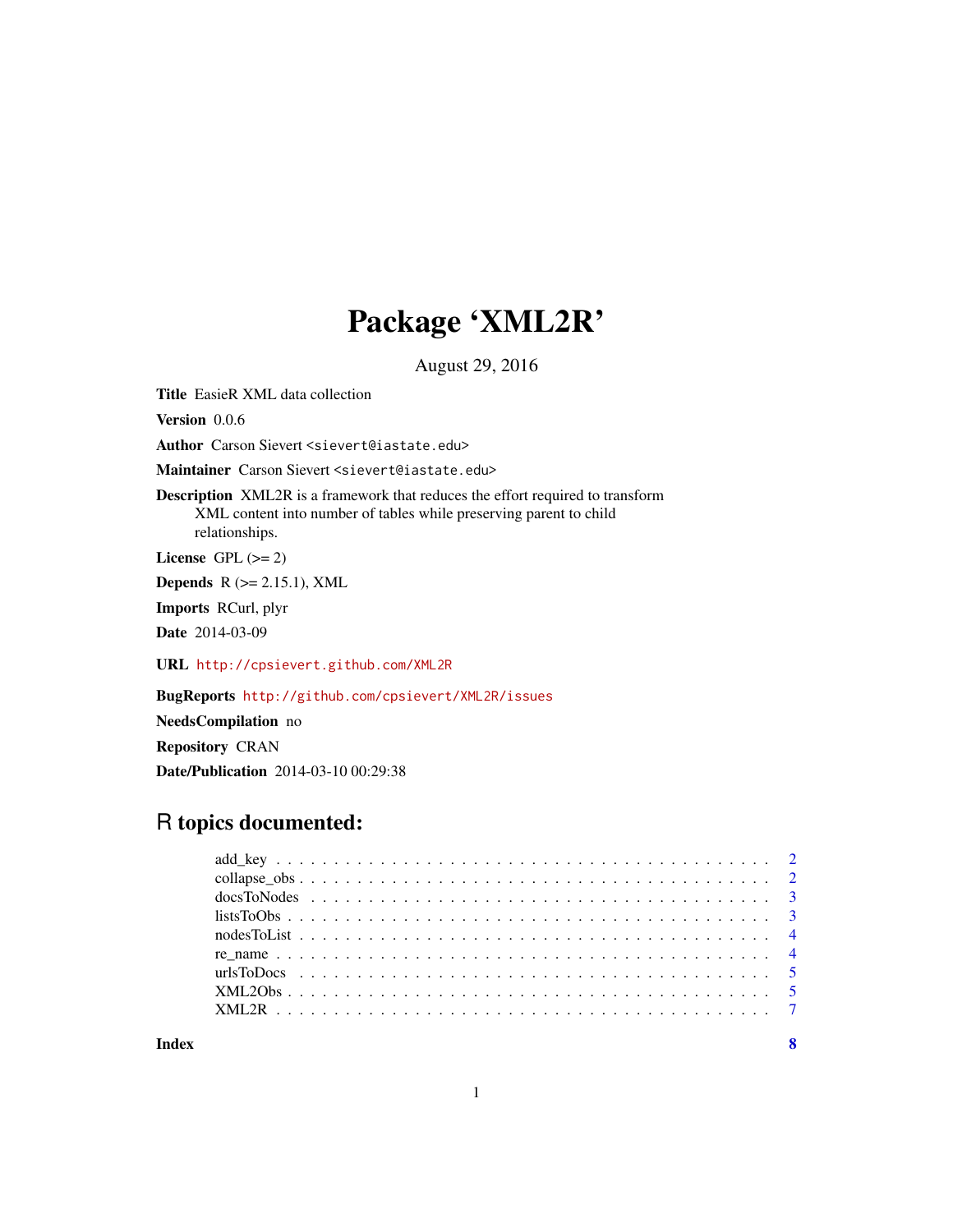# Package 'XML2R'

August 29, 2016

**Title** EasieR XML data collection

**Version** 0.0.6

**Author** Carson Sievert <sievert@iastate.edu>

**Maintainer** Carson Sievert <sievert@iastate.edu>

**Description** XML2R is a framework that reduces the effort required to transform XML content into number of tables while preserving parent to child relationships.

**License** GPL (>= 2)

**Depends** R (>= 2.15.1), XML

**Imports** RCurl, plyr

**Date** 2014-03-09

**URL** http://cpsievert.github.com/XML2R

**BugReports** http://github.com/cpsievert/XML2R/issues

**NeedsCompilation** no

**Repository** CRAN

**Date/Publication** 2014-03-10 00:29:38

## R topics documented:

| | |
|---|---|
| add_key | 2 |
| collapse_obs | 2 |
| docsToNodes | 3 |
| listsToObs | 3 |
| nodesToList | 4 |
| re_name | 4 |
| urlsToDocs | 5 |
| XML2Obs | 5 |
| XML2R | 7 |
| **Index** | **8** |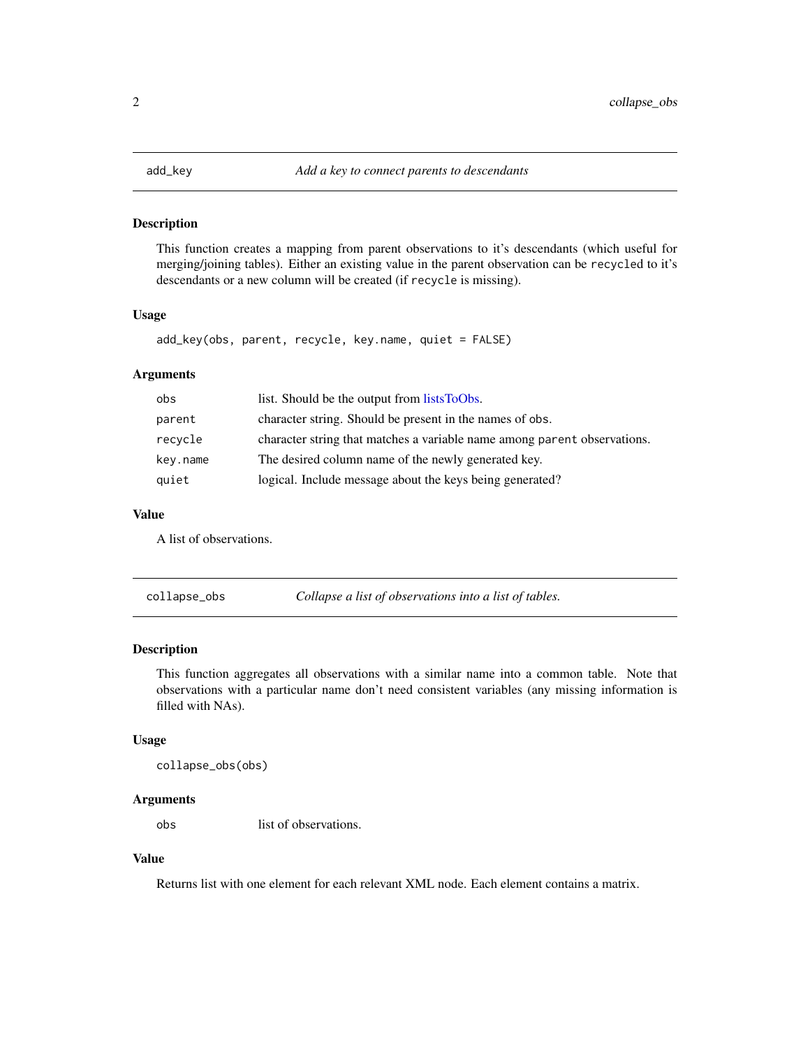## add_key — *Add a key to connect parents to descendants*

### Description

This function creates a mapping from parent observations to it's descendants (which useful for merging/joining tables). Either an existing value in the parent observation can be `recycled` to it's descendants or a new column will be created (if `recycle` is missing).

### Usage

```
add_key(obs, parent, recycle, key.name, quiet = FALSE)
```

### Arguments

| | |
|---|---|
| `obs` | list. Should be the output from listsToObs. |
| `parent` | character string. Should be present in the names of `obs`. |
| `recycle` | character string that matches a variable name among `parent` observations. |
| `key.name` | The desired column name of the newly generated key. |
| `quiet` | logical. Include message about the keys being generated? |

### Value

A list of observations.

## collapse_obs — *Collapse a list of observations into a list of tables.*

### Description

This function aggregates all observations with a similar name into a common table. Note that observations with a particular name don't need consistent variables (any missing information is filled with NAs).

### Usage

```
collapse_obs(obs)
```

### Arguments

| | |
|---|---|
| `obs` | list of observations. |

### Value

Returns list with one element for each relevant XML node. Each element contains a matrix.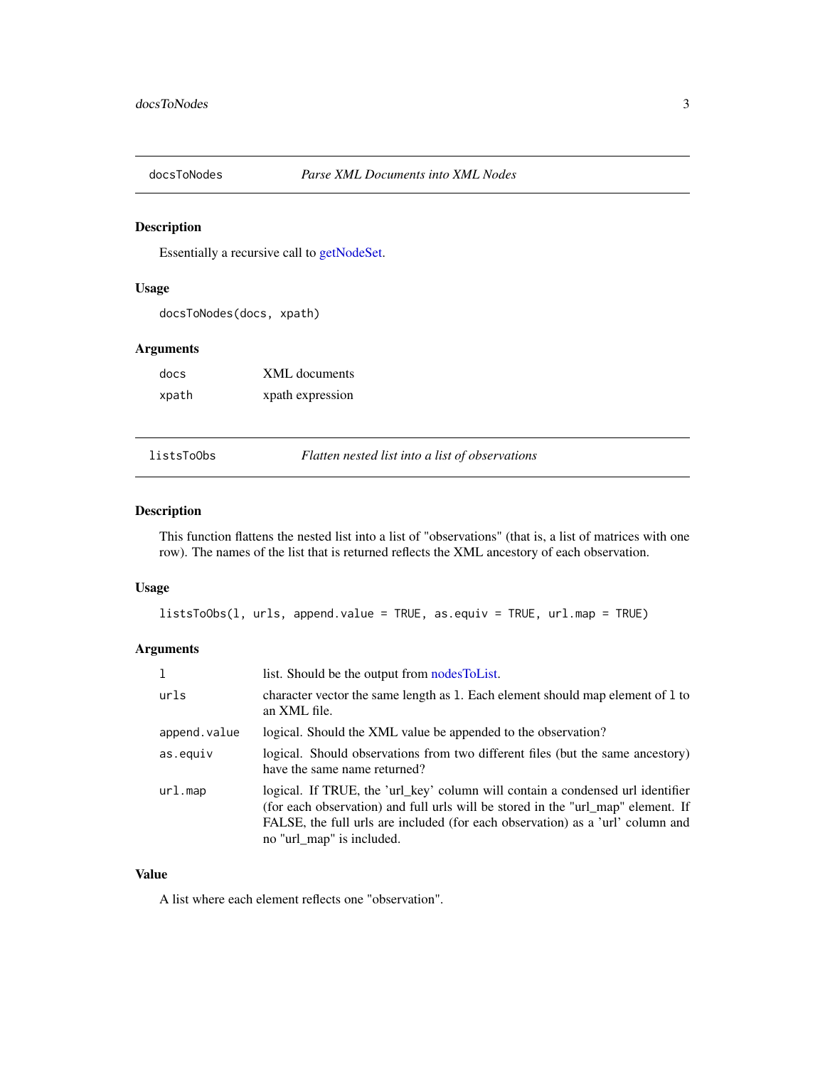## docsToNodes — *Parse XML Documents into XML Nodes*

### Description

Essentially a recursive call to getNodeSet.

### Usage

```
docsToNodes(docs, xpath)
```

### Arguments

| | |
|---|---|
| `docs` | XML documents |
| `xpath` | xpath expression |

## listsToObs — *Flatten nested list into a list of observations*

### Description

This function flattens the nested list into a list of "observations" (that is, a list of matrices with one row). The names of the list that is returned reflects the XML ancestory of each observation.

### Usage

```
listsToObs(l, urls, append.value = TRUE, as.equiv = TRUE, url.map = TRUE)
```

### Arguments

| | |
|---|---|
| `l` | list. Should be the output from nodesToList. |
| `urls` | character vector the same length as `l`. Each element should map element of `l` to an XML file. |
| `append.value` | logical. Should the XML value be appended to the observation? |
| `as.equiv` | logical. Should observations from two different files (but the same ancestory) have the same name returned? |
| `url.map` | logical. If TRUE, the 'url_key' column will contain a condensed url identifier (for each observation) and full urls will be stored in the "url_map" element. If FALSE, the full urls are included (for each observation) as a 'url' column and no "url_map" is included. |

### Value

A list where each element reflects one "observation".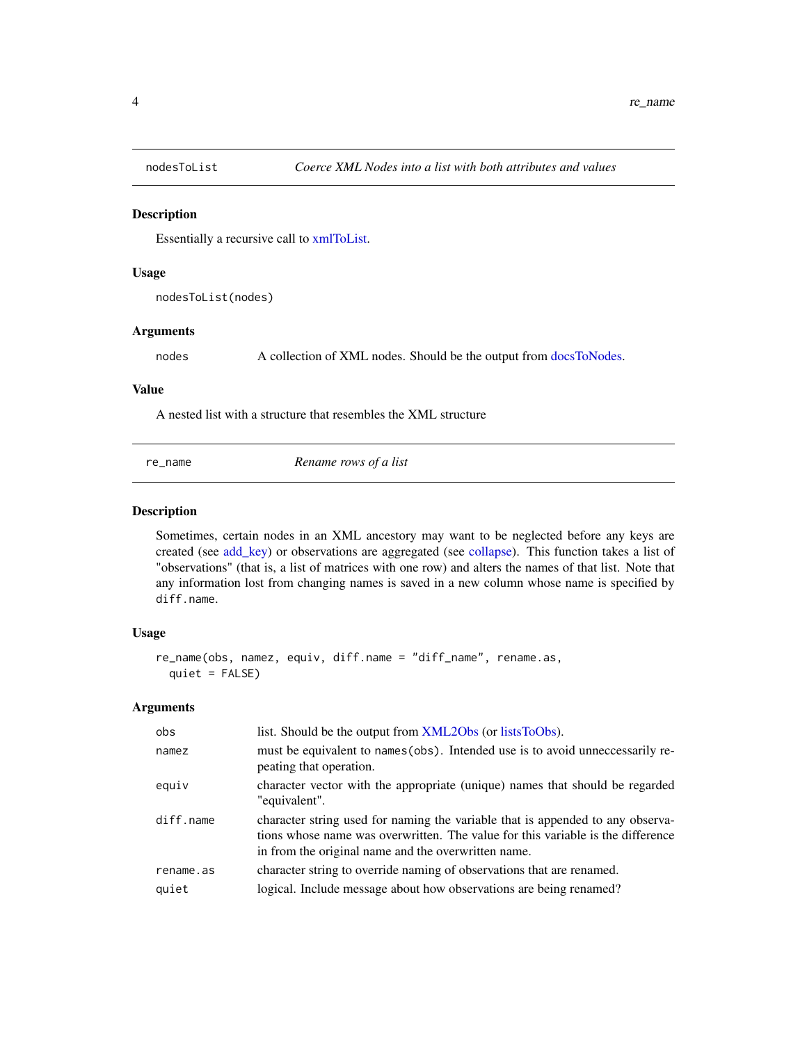## nodesToList — *Coerce XML Nodes into a list with both attributes and values*

### Description

Essentially a recursive call to xmlToList.

### Usage

```
nodesToList(nodes)
```

### Arguments

| | |
|---|---|
| nodes | A collection of XML nodes. Should be the output from docsToNodes. |

### Value

A nested list with a structure that resembles the XML structure

## re_name — *Rename rows of a list*

### Description

Sometimes, certain nodes in an XML ancestory may want to be neglected before any keys are created (see add_key) or observations are aggregated (see collapse). This function takes a list of "observations" (that is, a list of matrices with one row) and alters the names of that list. Note that any information lost from changing names is saved in a new column whose name is specified by `diff.name`.

### Usage

```
re_name(obs, namez, equiv, diff.name = "diff_name", rename.as,
  quiet = FALSE)
```

### Arguments

| | |
|---|---|
| obs | list. Should be the output from XML2Obs (or listsToObs). |
| namez | must be equivalent to `names(obs)`. Intended use is to avoid unneccessarily repeating that operation. |
| equiv | character vector with the appropriate (unique) names that should be regarded "equivalent". |
| diff.name | character string used for naming the variable that is appended to any observations whose name was overwritten. The value for this variable is the difference in from the original name and the overwritten name. |
| rename.as | character string to override naming of observations that are renamed. |
| quiet | logical. Include message about how observations are being renamed? |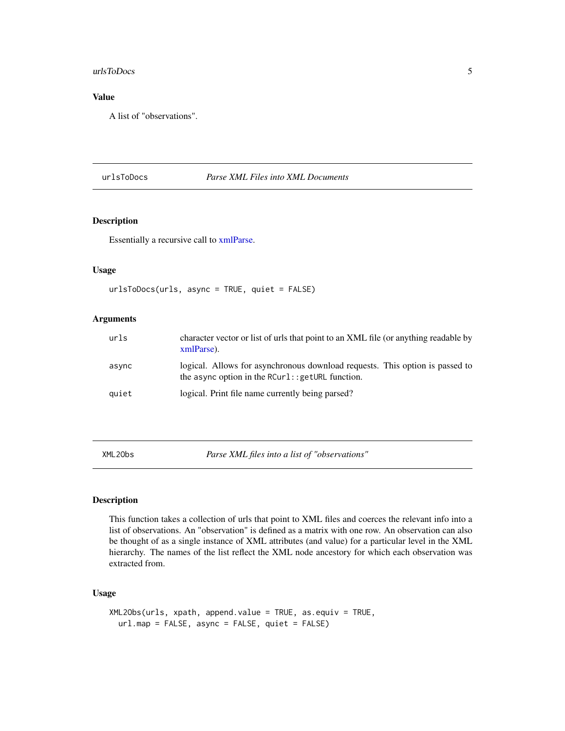## Value

A list of "observations".

---

`urlsToDocs` — *Parse XML Files into XML Documents*

---

### Description

Essentially a recursive call to xmlParse.

### Usage

```
urlsToDocs(urls, async = TRUE, quiet = FALSE)
```

### Arguments

| | |
|---|---|
| `urls` | character vector or list of urls that point to an XML file (or anything readable by xmlParse). |
| `async` | logical. Allows for asynchronous download requests. This option is passed to the `async` option in the `RCurl::getURL` function. |
| `quiet` | logical. Print file name currently being parsed? |

---

`XML2Obs` — *Parse XML files into a list of "observations"*

---

### Description

This function takes a collection of urls that point to XML files and coerces the relevant info into a list of observations. An "observation" is defined as a matrix with one row. An observation can also be thought of as a single instance of XML attributes (and value) for a particular level in the XML hierarchy. The names of the list reflect the XML node ancestory for which each observation was extracted from.

### Usage

```
XML2Obs(urls, xpath, append.value = TRUE, as.equiv = TRUE,
  url.map = FALSE, async = FALSE, quiet = FALSE)
```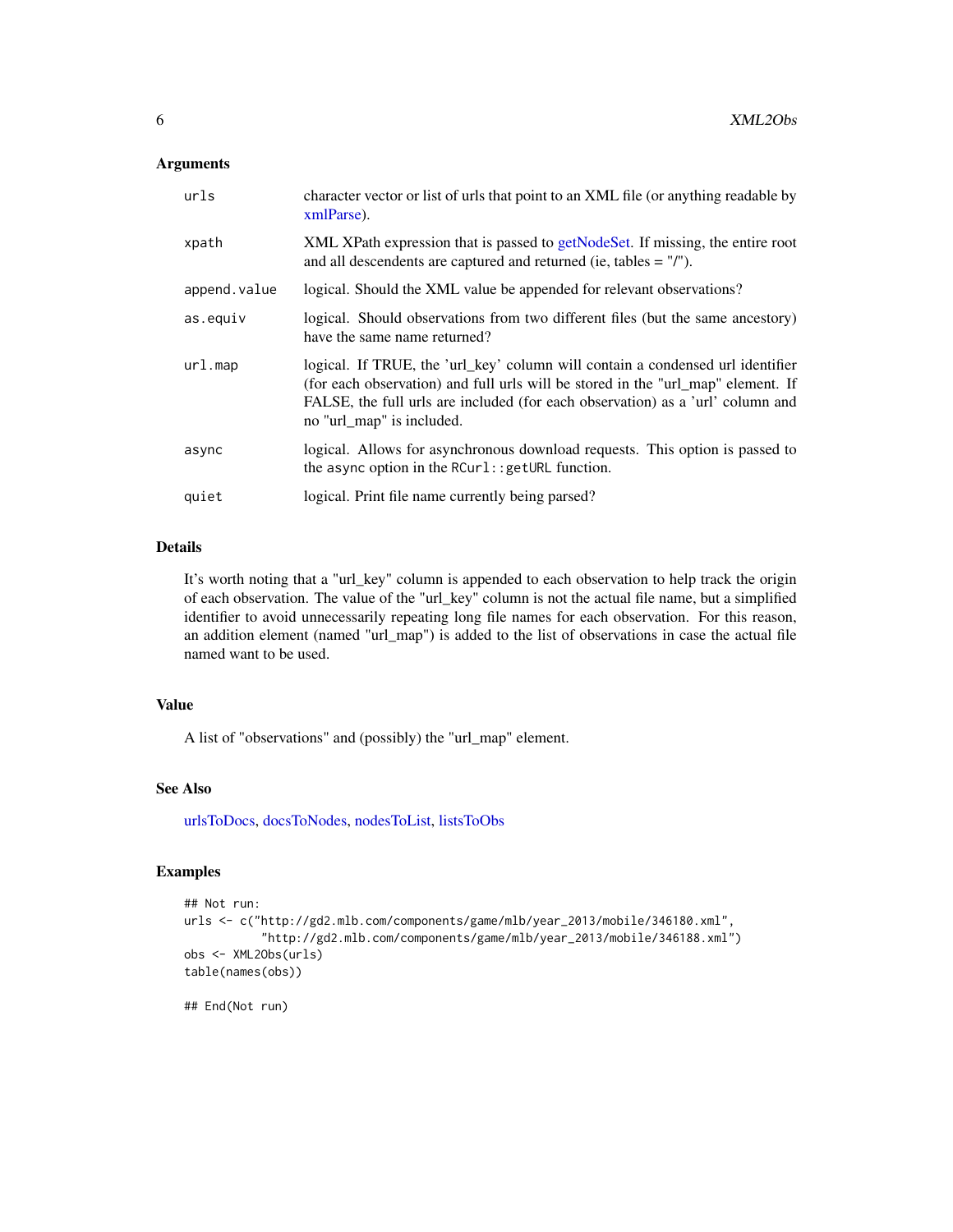### Arguments

| | |
|---|---|
| `urls` | character vector or list of urls that point to an XML file (or anything readable by xmlParse). |
| `xpath` | XML XPath expression that is passed to getNodeSet. If missing, the entire root and all descendents are captured and returned (ie, tables = "/"). |
| `append.value` | logical. Should the XML value be appended for relevant observations? |
| `as.equiv` | logical. Should observations from two different files (but the same ancestory) have the same name returned? |
| `url.map` | logical. If TRUE, the 'url_key' column will contain a condensed url identifier (for each observation) and full urls will be stored in the "url_map" element. If FALSE, the full urls are included (for each observation) as a 'url' column and no "url_map" is included. |
| `async` | logical. Allows for asynchronous download requests. This option is passed to the `async` option in the `RCurl::getURL` function. |
| `quiet` | logical. Print file name currently being parsed? |

### Details

It's worth noting that a "url_key" column is appended to each observation to help track the origin of each observation. The value of the "url_key" column is not the actual file name, but a simplified identifier to avoid unnecessarily repeating long file names for each observation. For this reason, an addition element (named "url_map") is added to the list of observations in case the actual file named want to be used.

### Value

A list of "observations" and (possibly) the "url_map" element.

### See Also

urlsToDocs, docsToNodes, nodesToList, listsToObs

### Examples

```
## Not run:
urls <- c("http://gd2.mlb.com/components/game/mlb/year_2013/mobile/346180.xml",
          "http://gd2.mlb.com/components/game/mlb/year_2013/mobile/346188.xml")
obs <- XML2Obs(urls)
table(names(obs))

## End(Not run)
```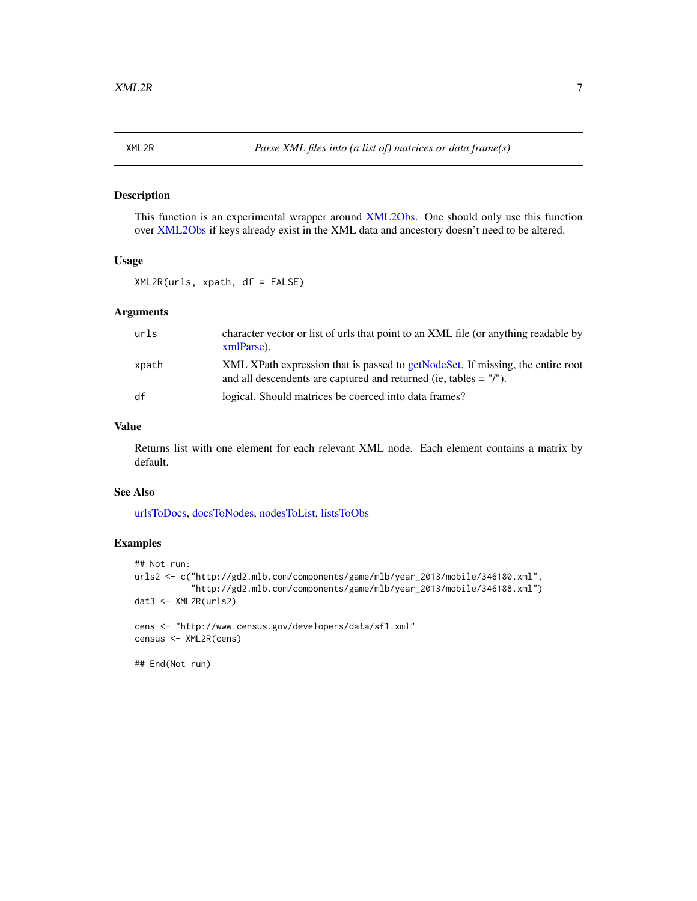# XML2R — *Parse XML files into (a list of) matrices or data frame(s)*

## Description

This function is an experimental wrapper around XML2Obs. One should only use this function over XML2Obs if keys already exist in the XML data and ancestory doesn't need to be altered.

## Usage

```
XML2R(urls, xpath, df = FALSE)
```

## Arguments

| | |
|---|---|
| urls | character vector or list of urls that point to an XML file (or anything readable by xmlParse). |
| xpath | XML XPath expression that is passed to getNodeSet. If missing, the entire root and all descendents are captured and returned (ie, tables = "/"). |
| df | logical. Should matrices be coerced into data frames? |

## Value

Returns list with one element for each relevant XML node. Each element contains a matrix by default.

## See Also

urlsToDocs, docsToNodes, nodesToList, listsToObs

## Examples

```
## Not run:
urls2 <- c("http://gd2.mlb.com/components/game/mlb/year_2013/mobile/346180.xml",
           "http://gd2.mlb.com/components/game/mlb/year_2013/mobile/346188.xml")
dat3 <- XML2R(urls2)

cens <- "http://www.census.gov/developers/data/sf1.xml"
census <- XML2R(cens)

## End(Not run)
```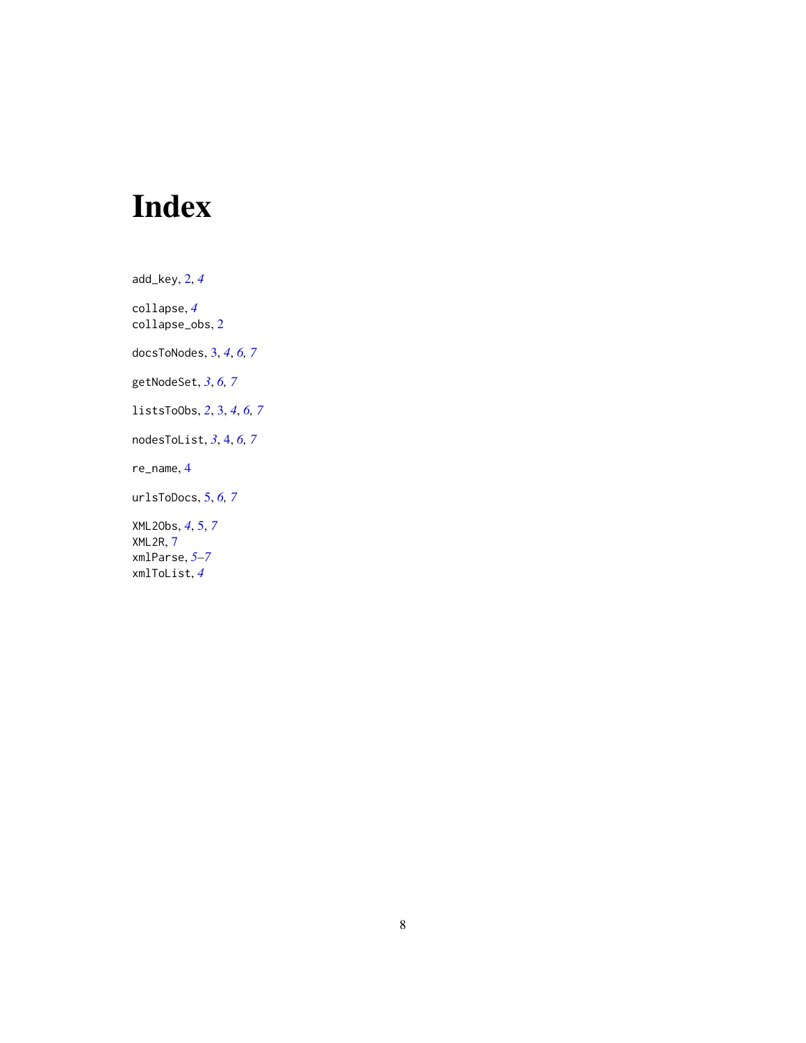# Index

add_key, 2, *4*

collapse, *4*
collapse_obs, 2

docsToNodes, 3, *4*, *6, 7*

getNodeSet, *3*, *6, 7*

listsToObs, *2*, 3, *4*, *6, 7*

nodesToList, *3*, 4, *6, 7*

re_name, 4

urlsToDocs, 5, *6, 7*

XML2Obs, *4*, 5, *7*
XML2R, 7
xmlParse, *5–7*
xmlToList, *4*